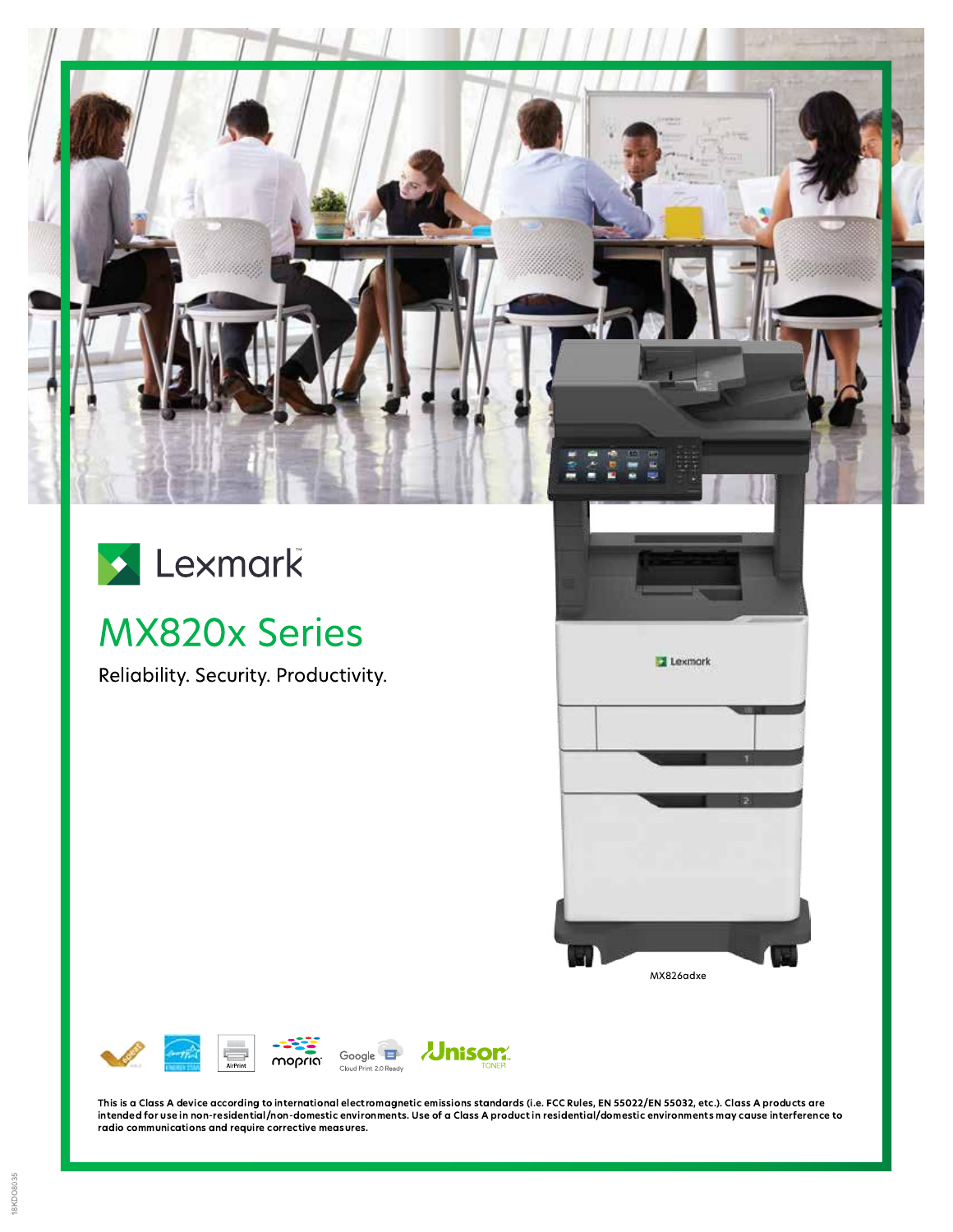Lexmark™

# MX820x Series

Reliability. Security. Productivity.

MX826adxe

**This is a Class A device according to international electromagnetic emissions standards (i.e. FCC Rules, EN 55022/EN 55032, etc.). Class A products are intended for use in non-residential/non-domestic environments. Use of a Class A product in residential/domestic environments may cause interference to radio communications and require corrective measures.**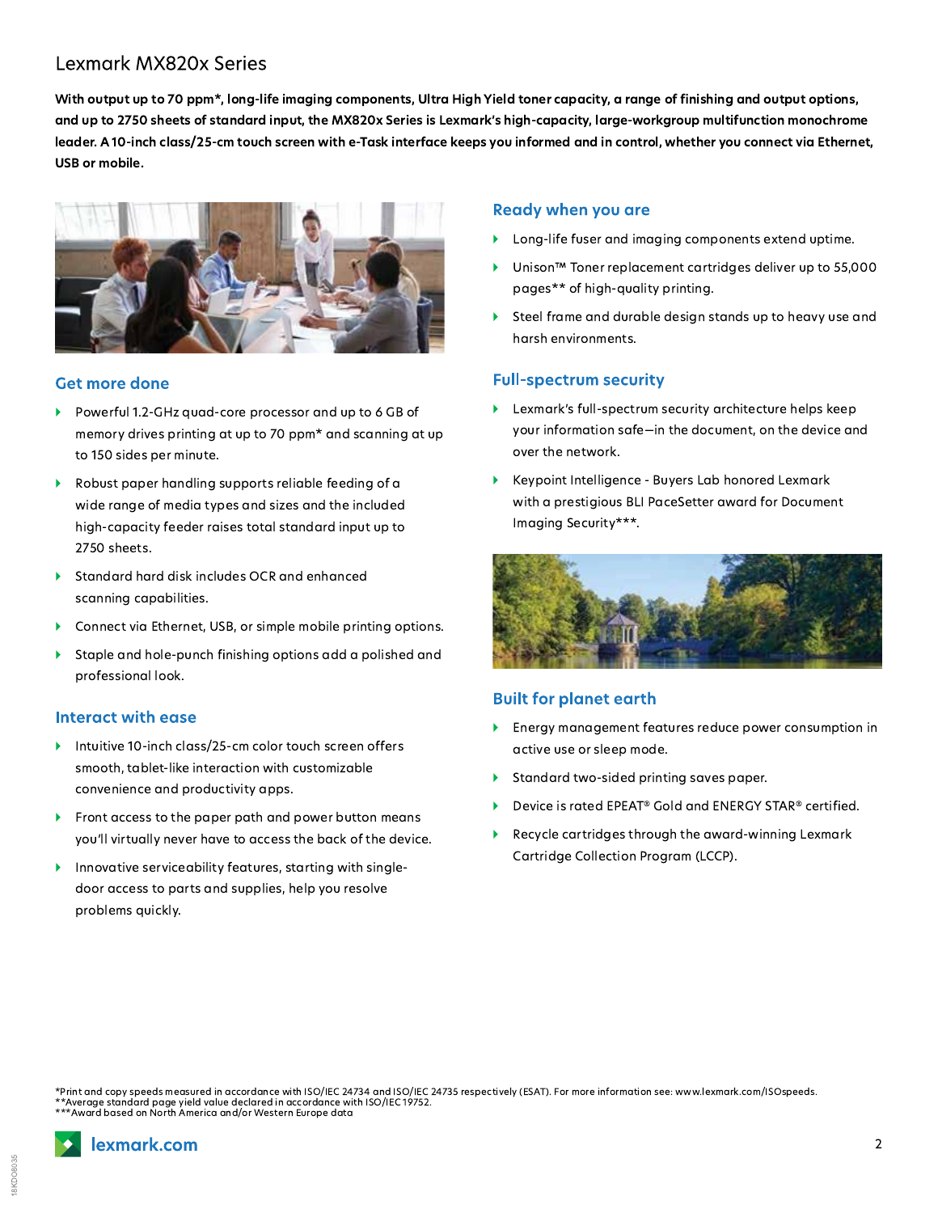# Lexmark MX820x Series

**With output up to 70 ppm*, long-life imaging components, Ultra High Yield toner capacity, a range of finishing and output options, and up to 2750 sheets of standard input, the MX820x Series is Lexmark's high-capacity, large-workgroup multifunction monochrome leader. A 10-inch class/25-cm touch screen with e-Task interface keeps you informed and in control, whether you connect via Ethernet, USB or mobile.**

## Get more done

- Powerful 1.2-GHz quad-core processor and up to 6 GB of memory drives printing at up to 70 ppm* and scanning at up to 150 sides per minute.
- Robust paper handling supports reliable feeding of a wide range of media types and sizes and the included high-capacity feeder raises total standard input up to 2750 sheets.
- Standard hard disk includes OCR and enhanced scanning capabilities.
- Connect via Ethernet, USB, or simple mobile printing options.
- Staple and hole-punch finishing options add a polished and professional look.

## Interact with ease

- Intuitive 10-inch class/25-cm color touch screen offers smooth, tablet-like interaction with customizable convenience and productivity apps.
- Front access to the paper path and power button means you'll virtually never have to access the back of the device.
- Innovative serviceability features, starting with single-door access to parts and supplies, help you resolve problems quickly.

## Ready when you are

- Long-life fuser and imaging components extend uptime.
- Unison™ Toner replacement cartridges deliver up to 55,000 pages** of high-quality printing.
- Steel frame and durable design stands up to heavy use and harsh environments.

## Full-spectrum security

- Lexmark's full-spectrum security architecture helps keep your information safe—in the document, on the device and over the network.
- Keypoint Intelligence - Buyers Lab honored Lexmark with a prestigious BLI PaceSetter award for Document Imaging Security***.

## Built for planet earth

- Energy management features reduce power consumption in active use or sleep mode.
- Standard two-sided printing saves paper.
- Device is rated EPEAT® Gold and ENERGY STAR® certified.
- Recycle cartridges through the award-winning Lexmark Cartridge Collection Program (LCCP).

*Print and copy speeds measured in accordance with ISO/IEC 24734 and ISO/IEC 24735 respectively (ESAT). For more information see: www.lexmark.com/ISOspeeds.
**Average standard page yield value declared in accordance with ISO/IEC 19752.
***Award based on North America and/or Western Europe data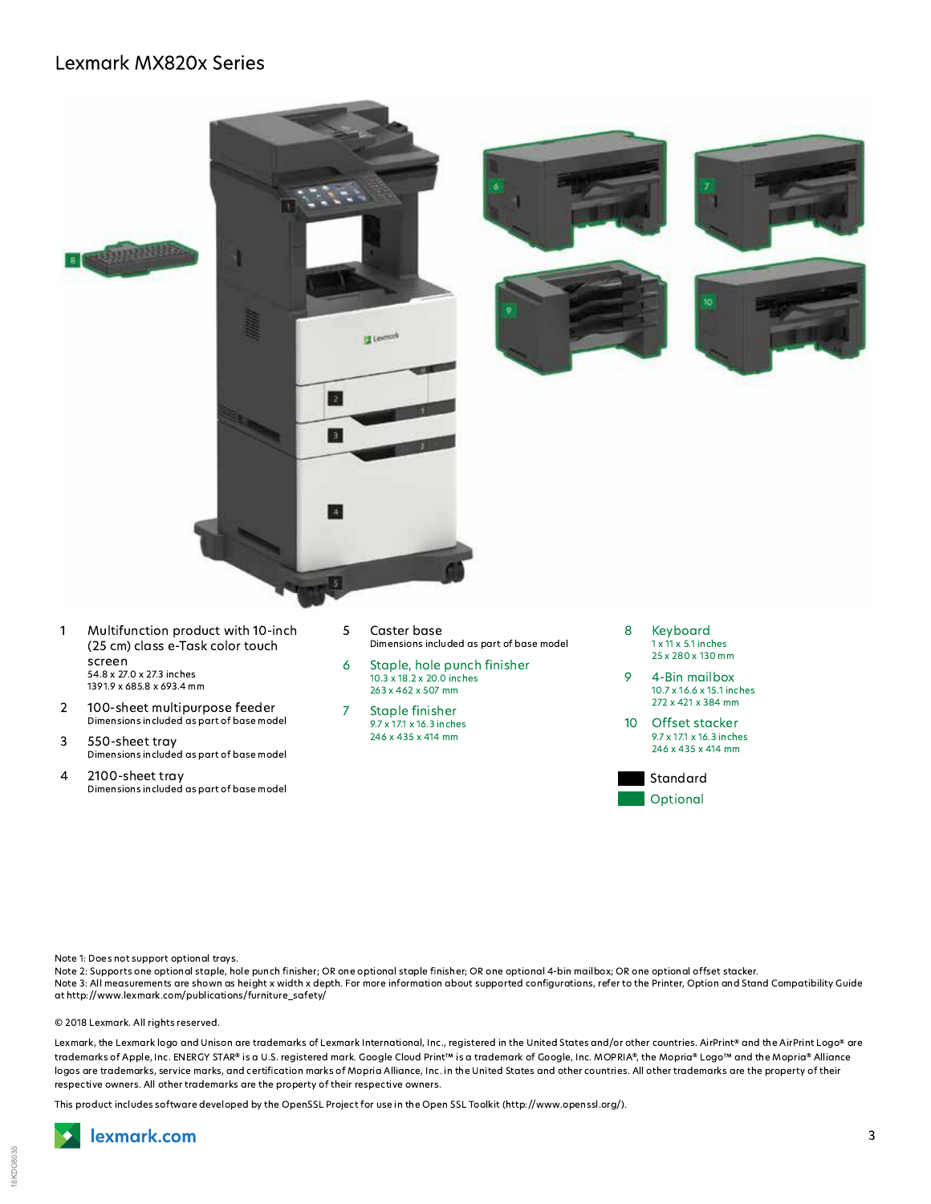# Lexmark MX820x Series

1. Multifunction product with 10-inch (25 cm) class e-Task color touch screen
   54.8 x 27.0 x 27.3 inches
   1391.9 x 685.8 x 693.4 mm
2. 100-sheet multipurpose feeder
   Dimensions included as part of base model
3. 550-sheet tray
   Dimensions included as part of base model
4. 2100-sheet tray
   Dimensions included as part of base model
5. Caster base
   Dimensions included as part of base model
6. Staple, hole punch finisher
   10.3 x 18.2 x 20.0 inches
   263 x 462 x 507 mm
7. Staple finisher
   9.7 x 17.1 x 16.3 inches
   246 x 435 x 414 mm
8. Keyboard
   1 x 11 x 5.1 inches
   25 x 280 x 130 mm
9. 4-Bin mailbox
   10.7 x 16.6 x 15.1 inches
   272 x 421 x 384 mm
10. Offset stacker
    9.7 x 17.1 x 16.3 inches
    246 x 435 x 414 mm

Standard

Optional

Note 1: Does not support optional trays.
Note 2: Supports one optional staple, hole punch finisher; OR one optional staple finisher; OR one optional 4-bin mailbox; OR one optional offset stacker.
Note 3: All measurements are shown as height x width x depth. For more information about supported configurations, refer to the Printer, Option and Stand Compatibility Guide at http://www.lexmark.com/publications/furniture_safety/

© 2018 Lexmark. All rights reserved.

Lexmark, the Lexmark logo and Unison are trademarks of Lexmark International, Inc., registered in the United States and/or other countries. AirPrint® and the AirPrint Logo® are trademarks of Apple, Inc. ENERGY STAR® is a U.S. registered mark. Google Cloud Print™ is a trademark of Google, Inc. MOPRIA®, the Mopria® Logo™ and the Mopria® Alliance logos are trademarks, service marks, and certification marks of Mopria Alliance, Inc. in the United States and other countries. All other trademarks are the property of their respective owners. All other trademarks are the property of their respective owners.

This product includes software developed by the OpenSSL Project for use in the Open SSL Toolkit (http://www.openssl.org/).

lexmark.com

18KDO8035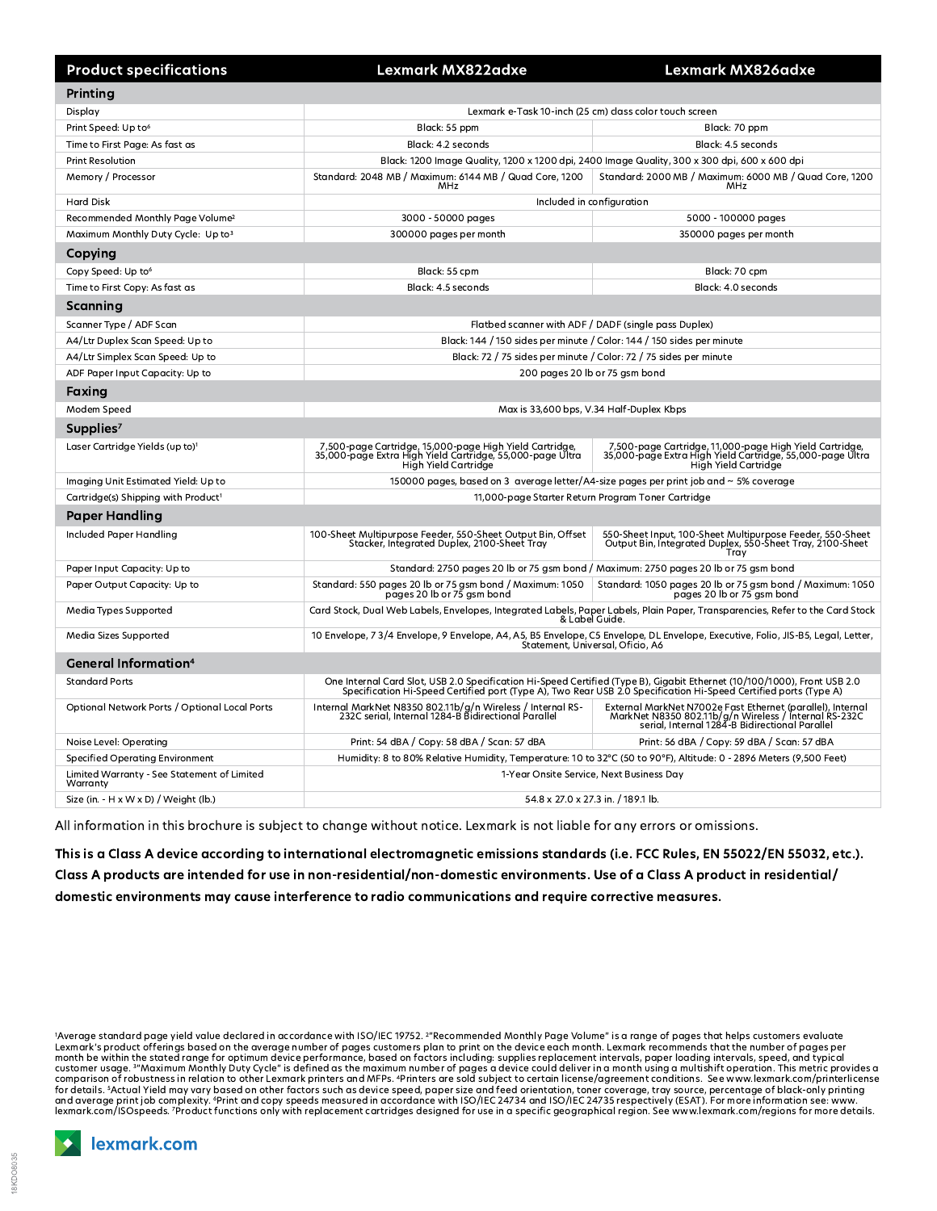| Product specifications | Lexmark MX822adxe | Lexmark MX826adxe |
|---|---|---|
| **Printing** | | |
| Display | Lexmark e-Task 10-inch (25 cm) class color touch screen | |
| Print Speed: Up to[6] | Black: 55 ppm | Black: 70 ppm |
| Time to First Page: As fast as | Black: 4.2 seconds | Black: 4.5 seconds |
| Print Resolution | Black: 1200 Image Quality, 1200 x 1200 dpi, 2400 Image Quality, 300 x 300 dpi, 600 x 600 dpi | |
| Memory / Processor | Standard: 2048 MB / Maximum: 6144 MB / Quad Core, 1200 MHz | Standard: 2000 MB / Maximum: 6000 MB / Quad Core, 1200 MHz |
| Hard Disk | Included in configuration | |
| Recommended Monthly Page Volume[2] | 3000 - 50000 pages | 5000 - 100000 pages |
| Maximum Monthly Duty Cycle: Up to[3] | 300000 pages per month | 350000 pages per month |
| **Copying** | | |
| Copy Speed: Up to[6] | Black: 55 cpm | Black: 70 cpm |
| Time to First Copy: As fast as | Black: 4.5 seconds | Black: 4.0 seconds |
| **Scanning** | | |
| Scanner Type / ADF Scan | Flatbed scanner with ADF / DADF (single pass Duplex) | |
| A4/Ltr Duplex Scan Speed: Up to | Black: 144 / 150 sides per minute / Color: 144 / 150 sides per minute | |
| A4/Ltr Simplex Scan Speed: Up to | Black: 72 / 75 sides per minute / Color: 72 / 75 sides per minute | |
| ADF Paper Input Capacity: Up to | 200 pages 20 lb or 75 gsm bond | |
| **Faxing** | | |
| Modem Speed | Max is 33,600 bps, V.34 Half-Duplex Kbps | |
| **Supplies[7]** | | |
| Laser Cartridge Yields (up to)[1] | 7,500-page Cartridge, 15,000-page High Yield Cartridge, 35,000-page Extra High Yield Cartridge, 55,000-page Ultra High Yield Cartridge | 7,500-page Cartridge, 11,000-page High Yield Cartridge, 35,000-page Extra High Yield Cartridge, 55,000-page Ultra High Yield Cartridge |
| Imaging Unit Estimated Yield: Up to | 150000 pages, based on 3 average letter/A4-size pages per print job and ~ 5% coverage | |
| Cartridge(s) Shipping with Product[1] | 11,000-page Starter Return Program Toner Cartridge | |
| **Paper Handling** | | |
| Included Paper Handling | 100-Sheet Multipurpose Feeder, 550-Sheet Output Bin, Offset Stacker, Integrated Duplex, 2100-Sheet Tray | 550-Sheet Input, 100-Sheet Multipurpose Feeder, 550-Sheet Output Bin, Integrated Duplex, 550-Sheet Tray, 2100-Sheet Tray |
| Paper Input Capacity: Up to | Standard: 2750 pages 20 lb or 75 gsm bond / Maximum: 2750 pages 20 lb or 75 gsm bond | |
| Paper Output Capacity: Up to | Standard: 550 pages 20 lb or 75 gsm bond / Maximum: 1050 pages 20 lb or 75 gsm bond | Standard: 1050 pages 20 lb or 75 gsm bond / Maximum: 1050 pages 20 lb or 75 gsm bond |
| Media Types Supported | Card Stock, Dual Web Labels, Envelopes, Integrated Labels, Paper Labels, Plain Paper, Transparencies, Refer to the Card Stock & Label Guide. | |
| Media Sizes Supported | 10 Envelope, 7 3/4 Envelope, 9 Envelope, A4, A5, B5 Envelope, C5 Envelope, DL Envelope, Executive, Folio, JIS-B5, Legal, Letter, Statement, Universal, Oficio, A6 | |
| **General Information[4]** | | |
| Standard Ports | One Internal Card Slot, USB 2.0 Specification Hi-Speed Certified (Type B), Gigabit Ethernet (10/100/1000), Front USB 2.0 Specification Hi-Speed Certified port (Type A), Two Rear USB 2.0 Specification Hi-Speed Certified ports (Type A) | |
| Optional Network Ports / Optional Local Ports | Internal MarkNet N8350 802.11b/g/n Wireless / Internal RS-232C serial, Internal 1284-B Bidirectional Parallel | External MarkNet N7002e Fast Ethernet (parallel), Internal MarkNet N8350 802.11b/g/n Wireless / Internal RS-232C serial, Internal 1284-B Bidirectional Parallel |
| Noise Level: Operating | Print: 54 dBA / Copy: 58 dBA / Scan: 57 dBA | Print: 56 dBA / Copy: 59 dBA / Scan: 57 dBA |
| Specified Operating Environment | Humidity: 8 to 80% Relative Humidity, Temperature: 10 to 32°C (50 to 90°F), Altitude: 0 - 2896 Meters (9,500 Feet) | |
| Limited Warranty - See Statement of Limited Warranty | 1-Year Onsite Service, Next Business Day | |
| Size (in. - H x W x D) / Weight (lb.) | 54.8 x 27.0 x 27.3 in. / 189.1 lb. | |

All information in this brochure is subject to change without notice. Lexmark is not liable for any errors or omissions.

**This is a Class A device according to international electromagnetic emissions standards (i.e. FCC Rules, EN 55022/EN 55032, etc.). Class A products are intended for use in non-residential/non-domestic environments. Use of a Class A product in residential/domestic environments may cause interference to radio communications and require corrective measures.**

[1]Average standard page yield value declared in accordance with ISO/IEC 19752. [2]"Recommended Monthly Page Volume" is a range of pages that helps customers evaluate Lexmark's product offerings based on the average number of pages customers plan to print on the device each month. Lexmark recommends that the number of pages per month be within the stated range for optimum device performance, based on factors including: supplies replacement intervals, paper loading intervals, speed, and typical customer usage. [3]"Maximum Monthly Duty Cycle" is defined as the maximum number of pages a device could deliver in a month using a multishift operation. This metric provides a comparison of robustness in relation to other Lexmark printers and MFPs. [4]Printers are sold subject to certain license/agreement conditions. See www.lexmark.com/printerlicense for details. [5]Actual Yield may vary based on other factors such as device speed, paper size and feed orientation, toner coverage, tray source, percentage of black-only printing and average print job complexity. [6]Print and copy speeds measured in accordance with ISO/IEC 24734 and ISO/IEC 24735 respectively (ESAT). For more information see: www.lexmark.com/ISOspeeds. [7]Product functions only with replacement cartridges designed for use in a specific geographical region. See www.lexmark.com/regions for more details.

lexmark.com

18KDO8035